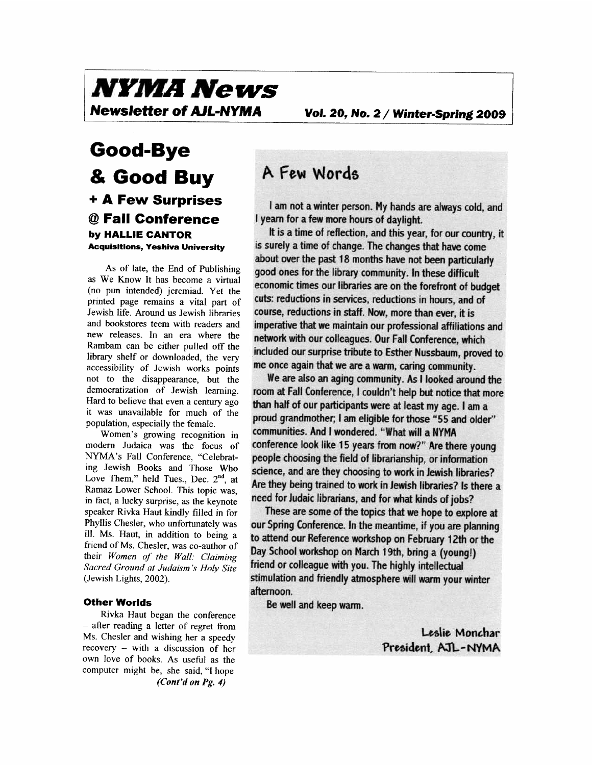# NYMA News

**Newsletter of AJL-NYMA** **Vol. 20, No. 2 / Winter-Spring 2009**

## Good-Bye & Good Buy

### + A Few Surprises @ Fall Conference

**by HALLIE CANTOR**
**Acquisitions, Yeshiva University**

As of late, the End of Publishing as We Know It has become a virtual (no pun intended) jeremiad. Yet the printed page remains a vital part of Jewish life. Around us Jewish libraries and bookstores teem with readers and new releases. In an era where the Rambam can be either pulled off the library shelf or downloaded, the very accessibility of Jewish works points not to the disappearance, but the democratization of Jewish learning. Hard to believe that even a century ago it was unavailable for much of the population, especially the female.

Women's growing recognition in modern Judaica was the focus of NYMA's Fall Conference, "Celebrating Jewish Books and Those Who Love Them," held Tues., Dec. 2nd, at Ramaz Lower School. This topic was, in fact, a lucky surprise, as the keynote speaker Rivka Haut kindly filled in for Phyllis Chesler, who unfortunately was ill. Ms. Haut, in addition to being a friend of Ms. Chesler, was co-author of their *Women of the Wall: Claiming Sacred Ground at Judaism's Holy Site* (Jewish Lights, 2002).

#### Other Worlds

Rivka Haut began the conference – after reading a letter of regret from Ms. Chesler and wishing her a speedy recovery – with a discussion of her own love of books. As useful as the computer might be, she said, "I hope

*(Cont'd on Pg. 4)*

## A Few Words

I am not a winter person. My hands are always cold, and I yearn for a few more hours of daylight.

It is a time of reflection, and this year, for our country, it is surely a time of change. The changes that have come about over the past 18 months have not been particularly good ones for the library community. In these difficult economic times our libraries are on the forefront of budget cuts: reductions in services, reductions in hours, and of course, reductions in staff. Now, more than ever, it is imperative that we maintain our professional affiliations and network with our colleagues. Our Fall Conference, which included our surprise tribute to Esther Nussbaum, proved to me once again that we are a warm, caring community.

We are also an aging community. As I looked around the room at Fall Conference, I couldn't help but notice that more than half of our participants were at least my age. I am a proud grandmother; I am eligible for those "55 and older" communities. And I wondered. "What will a NYMA conference look like 15 years from now?" Are there young people choosing the field of librarianship, or information science, and are they choosing to work in Jewish libraries? Are they being trained to work in Jewish libraries? Is there a need for Judaic librarians, and for what kinds of jobs?

These are some of the topics that we hope to explore at our Spring Conference. In the meantime, if you are planning to attend our Reference workshop on February 12th or the Day School workshop on March 19th, bring a (young!) friend or colleague with you. The highly intellectual stimulation and friendly atmosphere will warm your winter afternoon.

Be well and keep warm.

Leslie Monchar
President, AJL-NYMA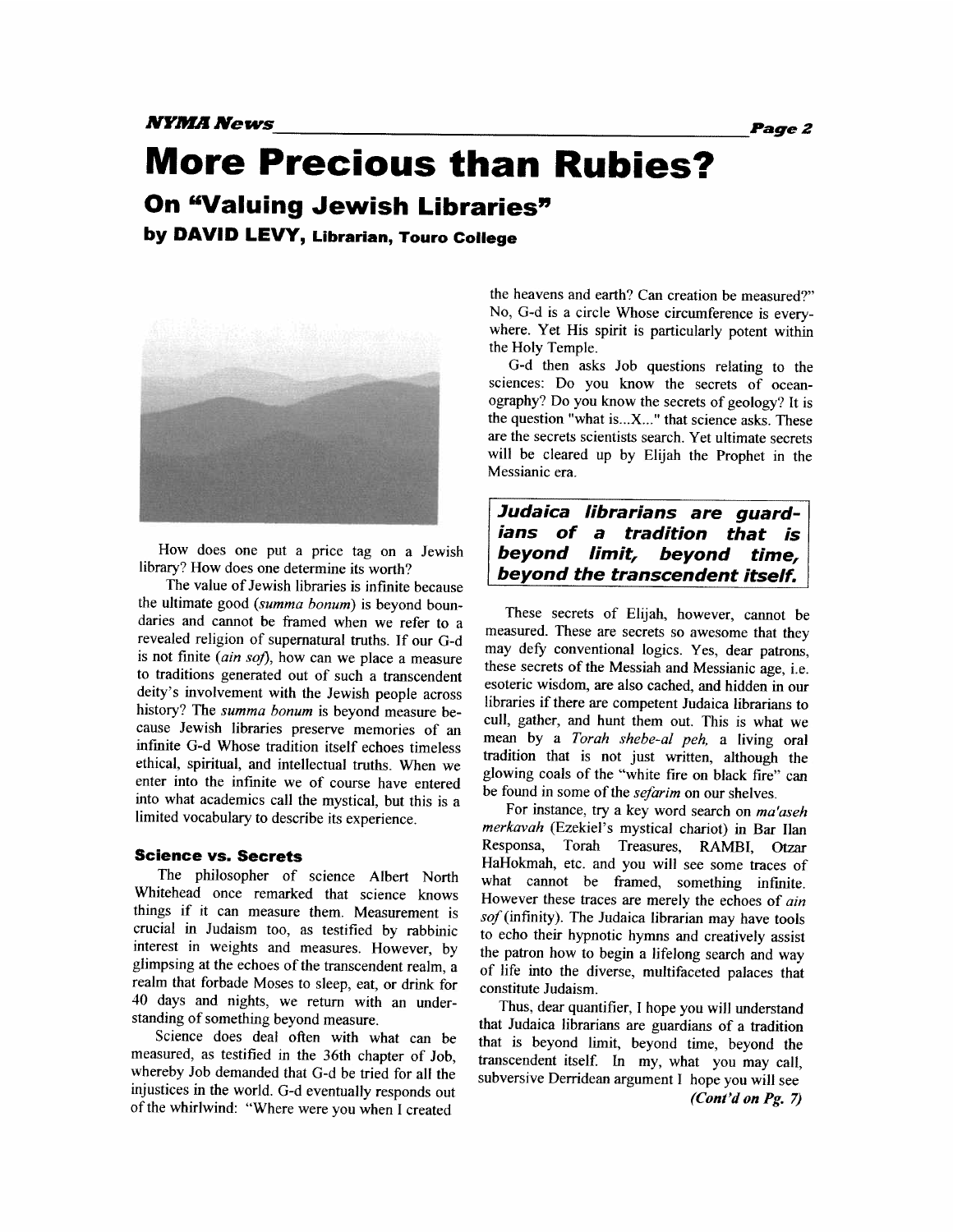# More Precious than Rubies?

## On "Valuing Jewish Libraries"

### by DAVID LEVY, Librarian, Touro College

How does one put a price tag on a Jewish library? How does one determine its worth?

The value of Jewish libraries is infinite because the ultimate good (*summa bonum*) is beyond boundaries and cannot be framed when we refer to a revealed religion of supernatural truths. If our G-d is not finite (*ain sof*), how can we place a measure to traditions generated out of such a transcendent deity's involvement with the Jewish people across history? The *summa bonum* is beyond measure because Jewish libraries preserve memories of an infinite G-d Whose tradition itself echoes timeless ethical, spiritual, and intellectual truths. When we enter into the infinite we of course have entered into what academics call the mystical, but this is a limited vocabulary to describe its experience.

### Science vs. Secrets

The philosopher of science Albert North Whitehead once remarked that science knows things if it can measure them. Measurement is crucial in Judaism too, as testified by rabbinic interest in weights and measures. However, by glimpsing at the echoes of the transcendent realm, a realm that forbade Moses to sleep, eat, or drink for 40 days and nights, we return with an understanding of something beyond measure.

Science does deal often with what can be measured, as testified in the 36th chapter of Job, whereby Job demanded that G-d be tried for all the injustices in the world. G-d eventually responds out of the whirlwind: "Where were you when I created the heavens and earth? Can creation be measured?" No, G-d is a circle Whose circumference is everywhere. Yet His spirit is particularly potent within the Holy Temple.

G-d then asks Job questions relating to the sciences: Do you know the secrets of oceanography? Do you know the secrets of geology? It is the question "what is...X..." that science asks. These are the secrets scientists search. Yet ultimate secrets will be cleared up by Elijah the Prophet in the Messianic era.

> ***Judaica librarians are guardians of a tradition that is beyond limit, beyond time, beyond the transcendent itself.***

These secrets of Elijah, however, cannot be measured. These are secrets so awesome that they may defy conventional logics. Yes, dear patrons, these secrets of the Messiah and Messianic age, i.e. esoteric wisdom, are also cached, and hidden in our libraries if there are competent Judaica librarians to cull, gather, and hunt them out. This is what we mean by a *Torah shebe-al peh,* a living oral tradition that is not just written, although the glowing coals of the "white fire on black fire" can be found in some of the *sefarim* on our shelves.

For instance, try a key word search on *ma'aseh merkavah* (Ezekiel's mystical chariot) in Bar Ilan Responsa, Torah Treasures, RAMBI, Otzar HaHokmah, etc. and you will see some traces of what cannot be framed, something infinite. However these traces are merely the echoes of *ain sof* (infinity). The Judaica librarian may have tools to echo their hypnotic hymns and creatively assist the patron how to begin a lifelong search and way of life into the diverse, multifaceted palaces that constitute Judaism.

Thus, dear quantifier, I hope you will understand that Judaica librarians are guardians of a tradition that is beyond limit, beyond time, beyond the transcendent itself. In my, what you may call, subversive Derridean argument I hope you will see

*(Cont'd on Pg. 7)*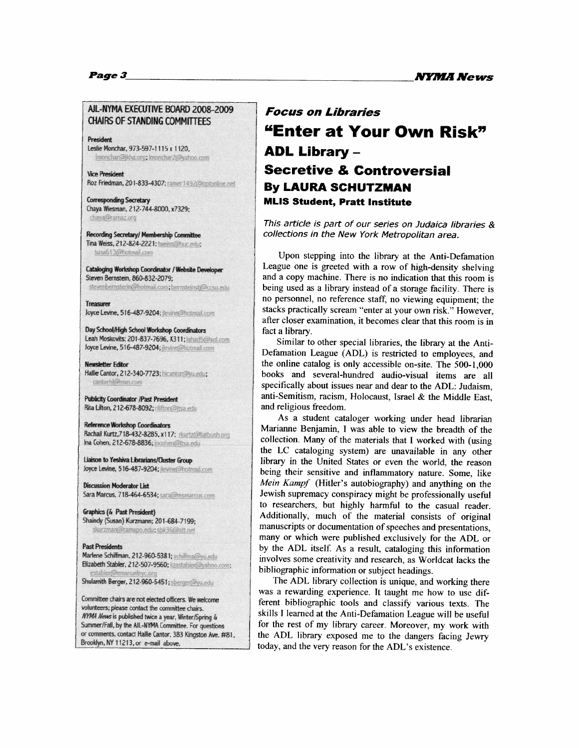## AJL-NYMA EXECUTIVE BOARD 2008-2009 CHAIRS OF STANDING COMMITTEES

**President**
Leslie Monchar, 973-597-1115 x 1120, lmonchar@jkha.org; lmonchar2@yahoo.com

**Vice President**
Roz Friedman, 201-833-4307; ramer1492@optonline.net

**Corresponding Secretary**
Chaya Wiesman, 212-744-8000, x7329; chaya@ramaz.org

**Recording Secretary/ Membership Committee**
Tina Weiss, 212-824-2221; tweiss@huc.edu; tuna613@hotmail.com

**Cataloging Workshop Coordinator / Website Developer**
Steven Bernstein, 860-832-2079; stevenbernsterin@hotmail.com; bernsteinstj@ccsu.edu

**Treasurer**
Joyce Levine, 516-487-9204; jlevine@hotmail.com

**Day School/High School Workshop Coordinators**
Leah Moskovits; 201-837-7696, X311; lahad5@aol.com
Joyce Levine, 516-487-9204; jlevine@hotmail.com

**Newsletter Editor**
Hallie Cantor, 212-340-7723; hlcantor@yu.edu; cantorhl@msn.com

**Publicity Coordinator /Past President**
Rita Lifton, 212-678-8092; rilifton@jtsa.edu

**Reference Workshop Coordinators**
Rachail Kurtz, 718-432-8285, x117; rkurtz@flatbush.org
Ina Cohen, 212-678-8836; incohen@jtsa.edu

**Liaison to Yeshiva Librarians/Cluster Group**
Joyce Levine, 516-487-9204; jlevine@hotmail.com

**Discussion Moderator List**
Sara Marcus, 718-464-6534; sara@msmarcus.com

**Graphics (& Past President)**
Shaindy (Susan) Kurzmann; 201-684-7199; skurzman@ramapo.edu; sbk36@att.net

**Past Presidents**
Marlene Schiffman, 212-960-5381; schiffma@yu.edu
Elizabeth Stabler, 212-507-9560; lizastabler@yahoo.com; establer@emanuelnyc.org
Shulamith Berger, 212-960-5451; sberger@yu.edu

Committee chairs are not elected officers. We welcome volunteers; please contact the committee chairs. *NYMA News* is published twice a year, Winter/Spring & Summer/Fall, by the AJL-NYMA Committee. For questions or comments, contact Hallie Cantor, 383 Kingston Ave. #81, Brooklyn, NY 11213, or e-mail above.

### *Focus on Libraries*

# "Enter at Your Own Risk" ADL Library – Secretive & Controversial

**By LAURA SCHUTZMAN**
**MLIS Student, Pratt Institute**

*This article is part of our series on Judaica libraries & collections in the New York Metropolitan area.*

Upon stepping into the library at the Anti-Defamation League one is greeted with a row of high-density shelving and a copy machine. There is no indication that this room is being used as a library instead of a storage facility. There is no personnel, no reference staff, no viewing equipment; the stacks practically scream "enter at your own risk." However, after closer examination, it becomes clear that this room is in fact a library.

Similar to other special libraries, the library at the Anti-Defamation League (ADL) is restricted to employees, and the online catalog is only accessible on-site. The 500-1,000 books and several-hundred audio-visual items are all specifically about issues near and dear to the ADL: Judaism, anti-Semitism, racism, Holocaust, Israel & the Middle East, and religious freedom.

As a student cataloger working under head librarian Marianne Benjamin, I was able to view the breadth of the collection. Many of the materials that I worked with (using the LC cataloging system) are unavailable in any other library in the United States or even the world, the reason being their sensitive and inflammatory nature. Some, like *Mein Kampf* (Hitler's autobiography) and anything on the Jewish supremacy conspiracy might be professionally useful to researchers, but highly harmful to the casual reader. Additionally, much of the material consists of original manuscripts or documentation of speeches and presentations, many or which were published exclusively for the ADL or by the ADL itself. As a result, cataloging this information involves some creativity and research, as Worldcat lacks the bibliographic information or subject headings.

The ADL library collection is unique, and working there was a rewarding experience. It taught me how to use different bibliographic tools and classify various texts. The skills I learned at the Anti-Defamation League will be useful for the rest of my library career. Moreover, my work with the ADL library exposed me to the dangers facing Jewry today, and the very reason for the ADL's existence.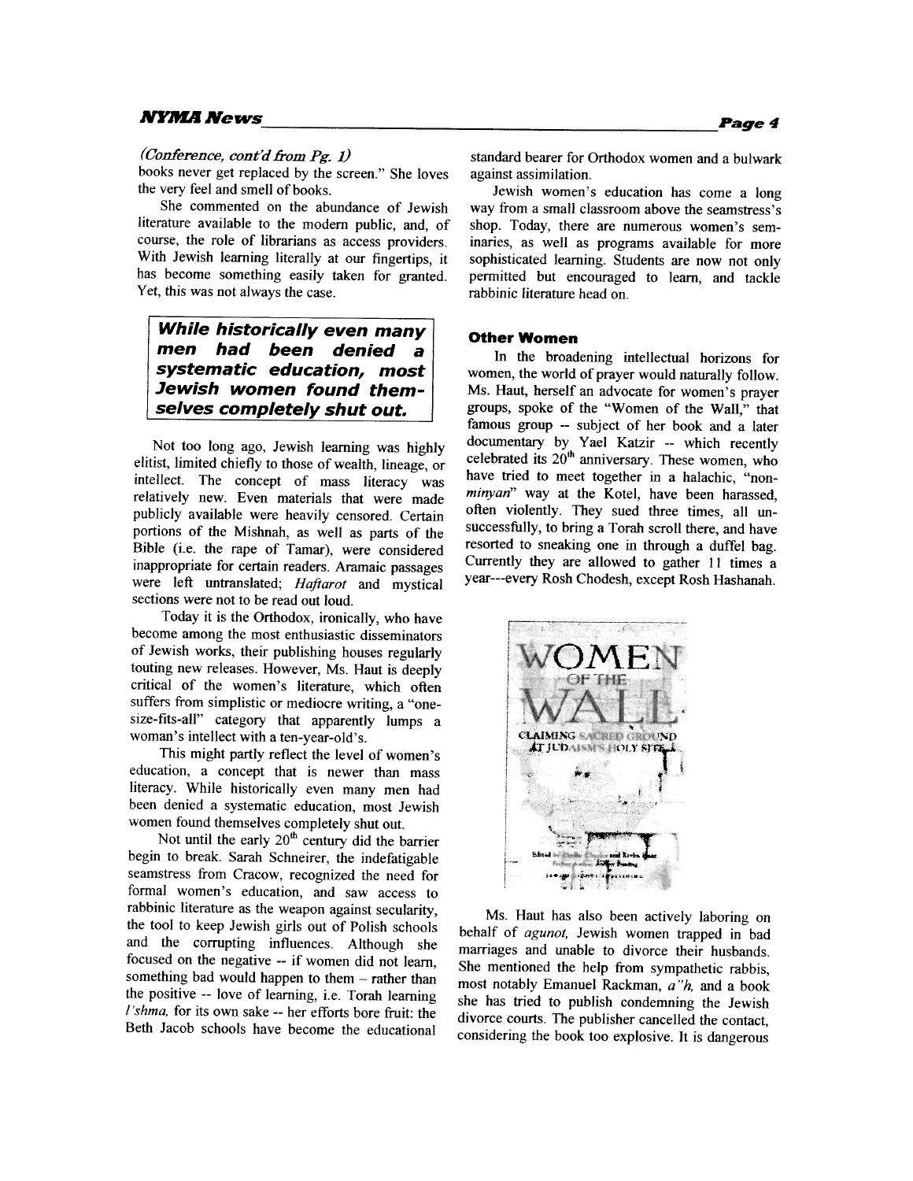*(Conference, cont'd from Pg. 1)*

books never get replaced by the screen." She loves the very feel and smell of books.

She commented on the abundance of Jewish literature available to the modern public, and, of course, the role of librarians as access providers. With Jewish learning literally at our fingertips, it has become something easily taken for granted. Yet, this was not always the case.

> ***While historically even many men had been denied a systematic education, most Jewish women found themselves completely shut out.***

Not too long ago, Jewish learning was highly elitist, limited chiefly to those of wealth, lineage, or intellect. The concept of mass literacy was relatively new. Even materials that were made publicly available were heavily censored. Certain portions of the Mishnah, as well as parts of the Bible (i.e. the rape of Tamar), were considered inappropriate for certain readers. Aramaic passages were left untranslated; *Haftarot* and mystical sections were not to be read out loud.

Today it is the Orthodox, ironically, who have become among the most enthusiastic disseminators of Jewish works, their publishing houses regularly touting new releases. However, Ms. Haut is deeply critical of the women's literature, which often suffers from simplistic or mediocre writing, a "one-size-fits-all" category that apparently lumps a woman's intellect with a ten-year-old's.

This might partly reflect the level of women's education, a concept that is newer than mass literacy. While historically even many men had been denied a systematic education, most Jewish women found themselves completely shut out.

Not until the early 20th century did the barrier begin to break. Sarah Schneirer, the indefatigable seamstress from Cracow, recognized the need for formal women's education, and saw access to rabbinic literature as the weapon against secularity, the tool to keep Jewish girls out of Polish schools and the corrupting influences. Although she focused on the negative -- if women did not learn, something bad would happen to them – rather than the positive -- love of learning, i.e. Torah learning *l'shma,* for its own sake -- her efforts bore fruit: the Beth Jacob schools have become the educational standard bearer for Orthodox women and a bulwark against assimilation.

Jewish women's education has come a long way from a small classroom above the seamstress's shop. Today, there are numerous women's seminaries, as well as programs available for more sophisticated learning. Students are now not only permitted but encouraged to learn, and tackle rabbinic literature head on.

### Other Women

In the broadening intellectual horizons for women, the world of prayer would naturally follow. Ms. Haut, herself an advocate for women's prayer groups, spoke of the "Women of the Wall," that famous group -- subject of her book and a later documentary by Yael Katzir -- which recently celebrated its 20th anniversary. These women, who have tried to meet together in a halachic, "non-*minyan*" way at the Kotel, have been harassed, often violently. They sued three times, all unsuccessfully, to bring a Torah scroll there, and have resorted to sneaking one in through a duffel bag. Currently they are allowed to gather 11 times a year---every Rosh Chodesh, except Rosh Hashanah.

Ms. Haut has also been actively laboring on behalf of *agunot,* Jewish women trapped in bad marriages and unable to divorce their husbands. She mentioned the help from sympathetic rabbis, most notably Emanuel Rackman, *a"h,* and a book she has tried to publish condemning the Jewish divorce courts. The publisher cancelled the contact, considering the book too explosive. It is dangerous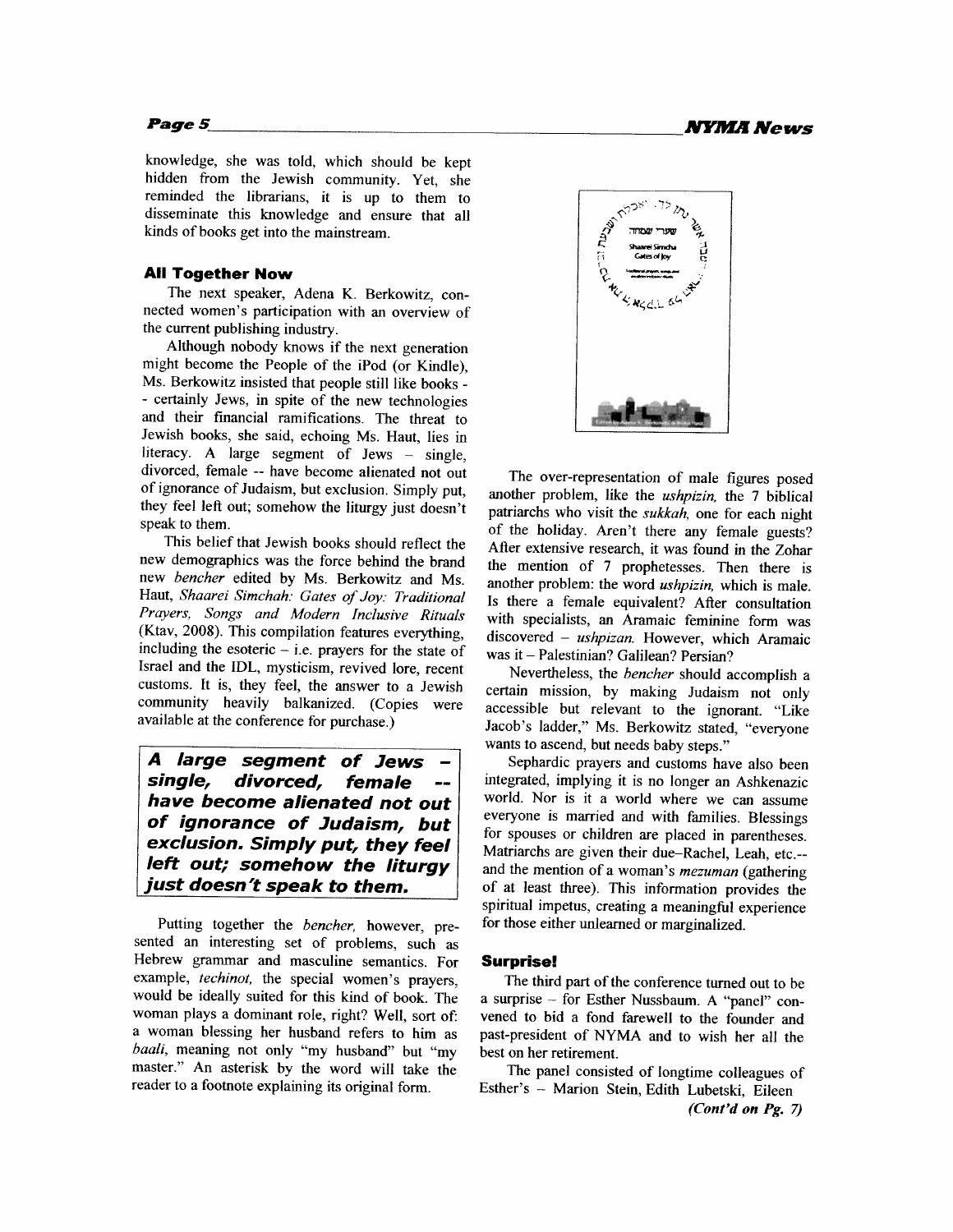knowledge, she was told, which should be kept hidden from the Jewish community. Yet, she reminded the librarians, it is up to them to disseminate this knowledge and ensure that all kinds of books get into the mainstream.

### All Together Now

The next speaker, Adena K. Berkowitz, connected women's participation with an overview of the current publishing industry.

Although nobody knows if the next generation might become the People of the iPod (or Kindle), Ms. Berkowitz insisted that people still like books -- certainly Jews, in spite of the new technologies and their financial ramifications. The threat to Jewish books, she said, echoing Ms. Haut, lies in literacy. A large segment of Jews – single, divorced, female -- have become alienated not out of ignorance of Judaism, but exclusion. Simply put, they feel left out; somehow the liturgy just doesn't speak to them.

This belief that Jewish books should reflect the new demographics was the force behind the brand new *bencher* edited by Ms. Berkowitz and Ms. Haut, *Shaarei Simchah: Gates of Joy: Traditional Prayers, Songs and Modern Inclusive Rituals* (Ktav, 2008). This compilation features everything, including the esoteric – i.e. prayers for the state of Israel and the IDL, mysticism, revived lore, recent customs. It is, they feel, the answer to a Jewish community heavily balkanized. (Copies were available at the conference for purchase.)

> ***A large segment of Jews – single, divorced, female -- have become alienated not out of ignorance of Judaism, but exclusion. Simply put, they feel left out; somehow the liturgy just doesn't speak to them.***

Putting together the *bencher*, however, presented an interesting set of problems, such as Hebrew grammar and masculine semantics. For example, *techinot*, the special women's prayers, would be ideally suited for this kind of book. The woman plays a dominant role, right? Well, sort of: a woman blessing her husband refers to him as *baali*, meaning not only "my husband" but "my master." An asterisk by the word will take the reader to a footnote explaining its original form.

The over-representation of male figures posed another problem, like the *ushpizin*, the 7 biblical patriarchs who visit the *sukkah*, one for each night of the holiday. Aren't there any female guests? After extensive research, it was found in the Zohar the mention of 7 prophetesses. Then there is another problem: the word *ushpizin*, which is male. Is there a female equivalent? After consultation with specialists, an Aramaic feminine form was discovered – *ushpizan*. However, which Aramaic was it – Palestinian? Galilean? Persian?

Nevertheless, the *bencher* should accomplish a certain mission, by making Judaism not only accessible but relevant to the ignorant. "Like Jacob's ladder," Ms. Berkowitz stated, "everyone wants to ascend, but needs baby steps."

Sephardic prayers and customs have also been integrated, implying it is no longer an Ashkenazic world. Nor is it a world where we can assume everyone is married and with families. Blessings for spouses or children are placed in parentheses. Matriarchs are given their due–Rachel, Leah, etc.-- and the mention of a woman's *mezuman* (gathering of at least three). This information provides the spiritual impetus, creating a meaningful experience for those either unlearned or marginalized.

### Surprise!

The third part of the conference turned out to be a surprise – for Esther Nussbaum. A "panel" convened to bid a fond farewell to the founder and past-president of NYMA and to wish her all the best on her retirement.

The panel consisted of longtime colleagues of Esther's – Marion Stein, Edith Lubetski, Eileen

***(Cont'd on Pg. 7)***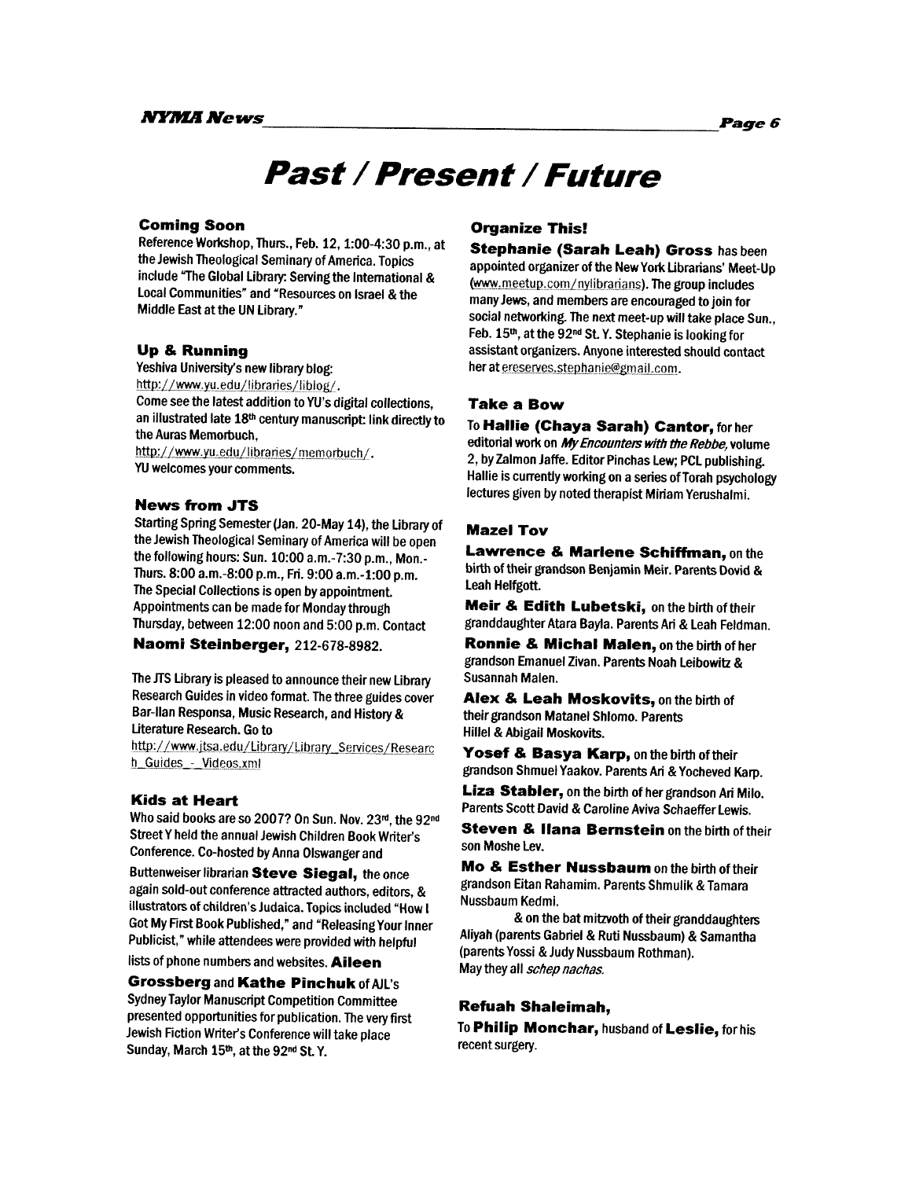# Past / Present / Future

### Coming Soon

Reference Workshop, Thurs., Feb. 12, 1:00-4:30 p.m., at the Jewish Theological Seminary of America. Topics include "The Global Library: Serving the International & Local Communities" and "Resources on Israel & the Middle East at the UN Library."

### Up & Running

Yeshiva University's new library blog:
http://www.yu.edu/libraries/liblog/.
Come see the latest addition to YU's digital collections, an illustrated late 18th century manuscript: link directly to the Auras Memorbuch,
http://www.yu.edu/libraries/memorbuch/.
YU welcomes your comments.

### News from JTS

Starting Spring Semester (Jan. 20-May 14), the Library of the Jewish Theological Seminary of America will be open the following hours: Sun. 10:00 a.m.-7:30 p.m., Mon.-Thurs. 8:00 a.m.-8:00 p.m., Fri. 9:00 a.m.-1:00 p.m. The Special Collections is open by appointment. Appointments can be made for Monday through Thursday, between 12:00 noon and 5:00 p.m. Contact **Naomi Steinberger,** 212-678-8982.

The JTS Library is pleased to announce their new Library Research Guides in video format. The three guides cover Bar-Ilan Responsa, Music Research, and History & Literature Research. Go to
http://www.jtsa.edu/Library/Library_Services/Research_Guides_-_Videos.xml

### Kids at Heart

Who said books are so 2007? On Sun. Nov. 23rd, the 92nd Street Y held the annual Jewish Children Book Writer's Conference. Co-hosted by Anna Olswanger and Buttenweiser librarian **Steve Siegal,** the once again sold-out conference attracted authors, editors, & illustrators of children's Judaica. Topics included "How I Got My First Book Published," and "Releasing Your Inner Publicist," while attendees were provided with helpful lists of phone numbers and websites. **Aileen Grossberg** and **Kathe Pinchuk** of AJL's Sydney Taylor Manuscript Competition Committee presented opportunities for publication. The very first Jewish Fiction Writer's Conference will take place Sunday, March 15th, at the 92nd St. Y.

### Organize This!

**Stephanie (Sarah Leah) Gross** has been appointed organizer of the New York Librarians' Meet-Up (www.meetup.com/nylibrarians). The group includes many Jews, and members are encouraged to join for social networking. The next meet-up will take place Sun., Feb. 15th, at the 92nd St. Y. Stephanie is looking for assistant organizers. Anyone interested should contact her at ereserves.stephanie@gmail.com.

### Take a Bow

To **Hallie (Chaya Sarah) Cantor,** for her editorial work on *My Encounters with the Rebbe,* volume 2, by Zalmon Jaffe. Editor Pinchas Lew; PCL publishing. Hallie is currently working on a series of Torah psychology lectures given by noted therapist Miriam Yerushalmi.

### Mazel Tov

**Lawrence & Marlene Schiffman,** on the birth of their grandson Benjamin Meir. Parents Dovid & Leah Helfgott.

**Meir & Edith Lubetski,** on the birth of their granddaughter Atara Bayla. Parents Ari & Leah Feldman.

**Ronnie & Michal Malen,** on the birth of her grandson Emanuel Zivan. Parents Noah Leibowitz & Susannah Malen.

**Alex & Leah Moskovits,** on the birth of their grandson Matanel Shlomo. Parents Hillel & Abigail Moskovits.

**Yosef & Basya Karp,** on the birth of their grandson Shmuel Yaakov. Parents Ari & Yocheved Karp.

**Liza Stabler,** on the birth of her grandson Ari Milo. Parents Scott David & Caroline Aviva Schaeffer Lewis.

**Steven & Ilana Bernstein** on the birth of their son Moshe Lev.

**Mo & Esther Nussbaum** on the birth of their grandson Eitan Rahamim. Parents Shmulik & Tamara Nussbaum Kedmi.

& on the bat mitzvoth of their granddaughters Aliyah (parents Gabriel & Ruti Nussbaum) & Samantha (parents Yossi & Judy Nussbaum Rothman).
May they all *schep nachas.*

### Refuah Shaleimah,

To **Philip Monchar,** husband of **Leslie,** for his recent surgery.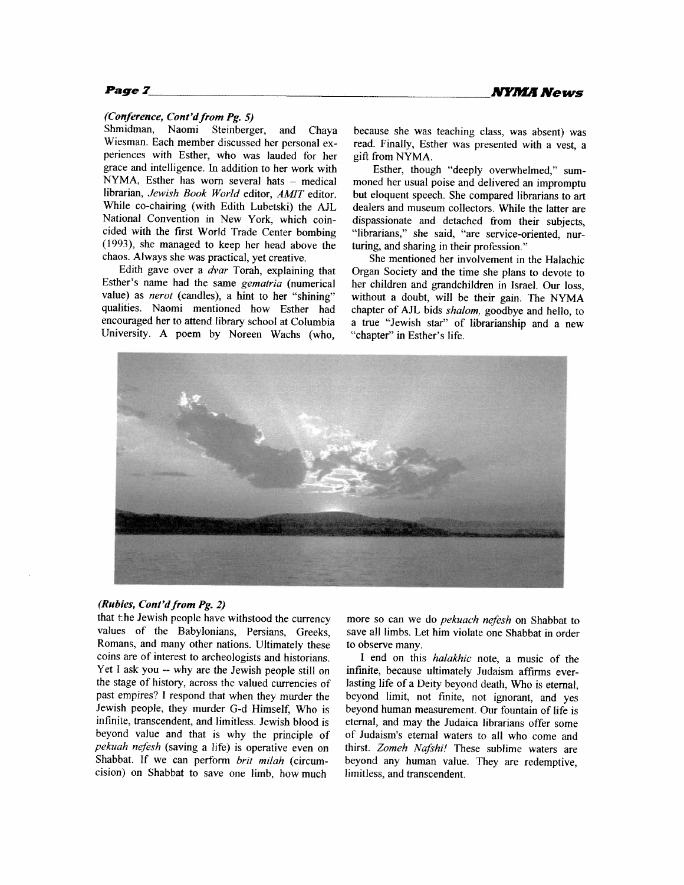*(Conference, Cont'd from Pg. 5)*

Shmidman, Naomi Steinberger, and Chaya Wiesman. Each member discussed her personal experiences with Esther, who was lauded for her grace and intelligence. In addition to her work with NYMA, Esther has worn several hats – medical librarian, *Jewish Book World* editor, *AMIT* editor. While co-chairing (with Edith Lubetski) the AJL National Convention in New York, which coincided with the first World Trade Center bombing (1993), she managed to keep her head above the chaos. Always she was practical, yet creative.

Edith gave over a *dvar* Torah, explaining that Esther's name had the same *gematria* (numerical value) as *nerot* (candles), a hint to her "shining" qualities. Naomi mentioned how Esther had encouraged her to attend library school at Columbia University. A poem by Noreen Wachs (who, because she was teaching class, was absent) was read. Finally, Esther was presented with a vest, a gift from NYMA.

Esther, though "deeply overwhelmed," summoned her usual poise and delivered an impromptu but eloquent speech. She compared librarians to art dealers and museum collectors. While the latter are dispassionate and detached from their subjects, "librarians," she said, "are service-oriented, nurturing, and sharing in their profession."

She mentioned her involvement in the Halachic Organ Society and the time she plans to devote to her children and grandchildren in Israel. Our loss, without a doubt, will be their gain. The NYMA chapter of AJL bids *shalom,* goodbye and hello, to a true "Jewish star" of librarianship and a new "chapter" in Esther's life.

*(Rubies, Cont'd from Pg. 2)*

that the Jewish people have withstood the currency values of the Babylonians, Persians, Greeks, Romans, and many other nations. Ultimately these coins are of interest to archeologists and historians. Yet I ask you -- why are the Jewish people still on the stage of history, across the valued currencies of past empires? I respond that when they murder the Jewish people, they murder G-d Himself, Who is infinite, transcendent, and limitless. Jewish blood is beyond value and that is why the principle of *pekuah nefesh* (saving a life) is operative even on Shabbat. If we can perform *brit milah* (circumcision) on Shabbat to save one limb, how much more so can we do *pekuach nefesh* on Shabbat to save all limbs. Let him violate one Shabbat in order to observe many.

I end on this *halakhic* note, a music of the infinite, because ultimately Judaism affirms everlasting life of a Deity beyond death, Who is eternal, beyond limit, not finite, not ignorant, and yes beyond human measurement. Our fountain of life is eternal, and may the Judaica librarians offer some of Judaism's eternal waters to all who come and thirst. *Zomeh Nafshi!* These sublime waters are beyond any human value. They are redemptive, limitless, and transcendent.